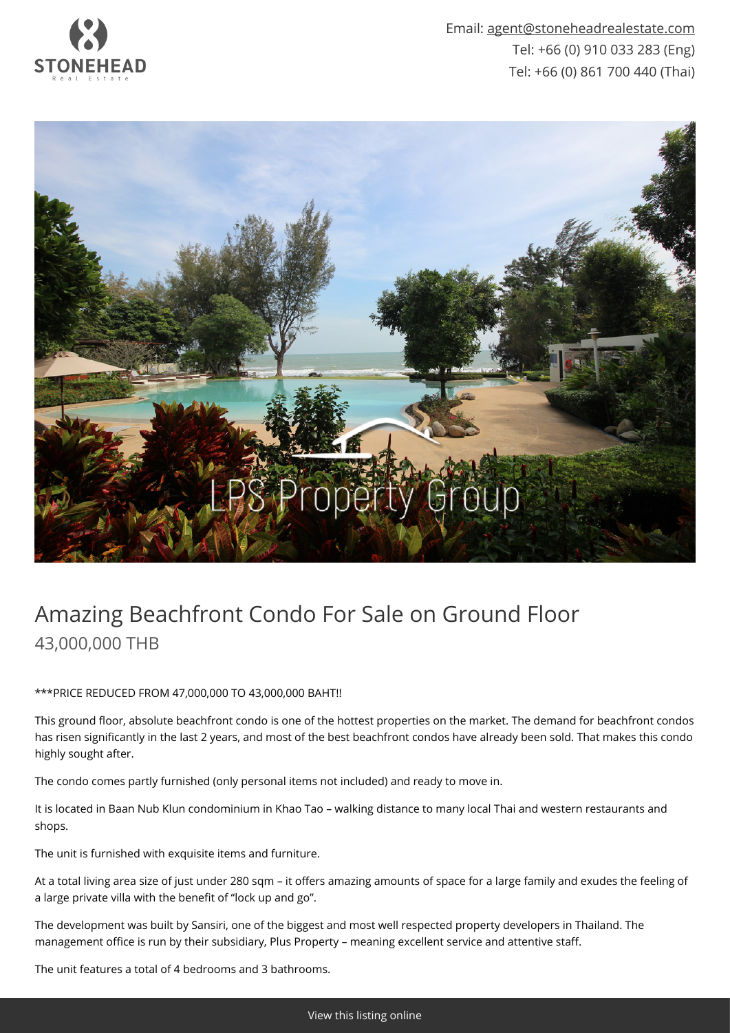Email: agent@stoneheadrealestate.com
Tel: +66 (0) 910 033 283 (Eng)
Tel: +66 (0) 861 700 440 (Thai)

# Amazing Beachfront Condo For Sale on Ground Floor

## 43,000,000 THB

***PRICE REDUCED FROM 47,000,000 TO 43,000,000 BAHT!!

This ground floor, absolute beachfront condo is one of the hottest properties on the market. The demand for beachfront condos has risen significantly in the last 2 years, and most of the best beachfront condos have already been sold. That makes this condo highly sought after.

The condo comes partly furnished (only personal items not included) and ready to move in.

It is located in Baan Nub Klun condominium in Khao Tao – walking distance to many local Thai and western restaurants and shops.

The unit is furnished with exquisite items and furniture.

At a total living area size of just under 280 sqm – it offers amazing amounts of space for a large family and exudes the feeling of a large private villa with the benefit of "lock up and go".

The development was built by Sansiri, one of the biggest and most well respected property developers in Thailand. The management office is run by their subsidiary, Plus Property – meaning excellent service and attentive staff.

The unit features a total of 4 bedrooms and 3 bathrooms.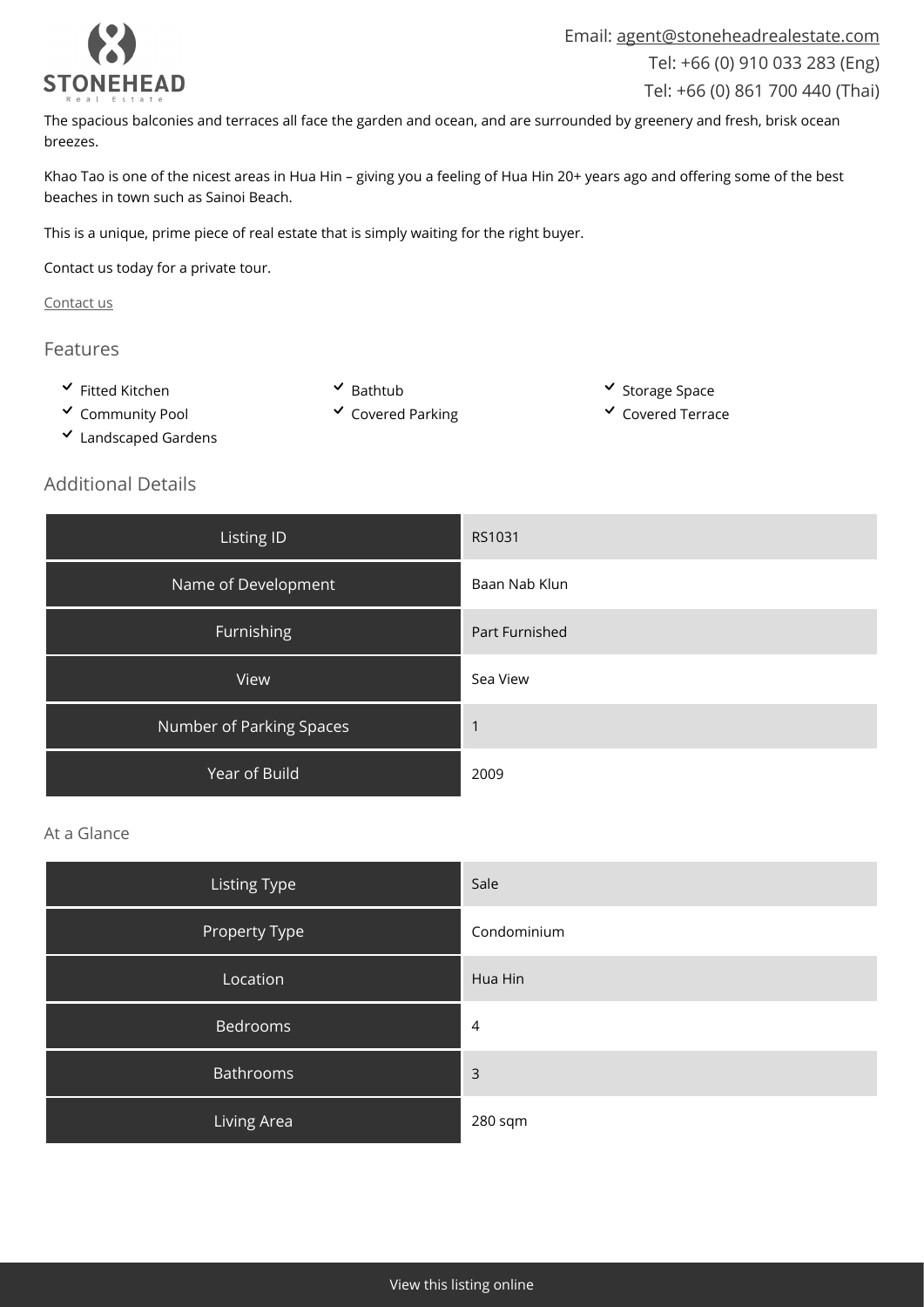The spacious balconies and terraces all face the garden and ocean, and are surrounded by greenery and fresh, brisk ocean breezes.

Khao Tao is one of the nicest areas in Hua Hin – giving you a feeling of Hua Hin 20+ years ago and offering some of the best beaches in town such as Sainoi Beach.

This is a unique, prime piece of real estate that is simply waiting for the right buyer.

Contact us today for a private tour.

Contact us

## Features

- Fitted Kitchen
- Bathtub
- Storage Space
- Community Pool
- Covered Parking
- Covered Terrace
- Landscaped Gardens

## Additional Details

| | |
|---|---|
| Listing ID | RS1031 |
| Name of Development | Baan Nab Klun |
| Furnishing | Part Furnished |
| View | Sea View |
| Number of Parking Spaces | 1 |
| Year of Build | 2009 |

### At a Glance

| | |
|---|---|
| Listing Type | Sale |
| Property Type | Condominium |
| Location | Hua Hin |
| Bedrooms | 4 |
| Bathrooms | 3 |
| Living Area | 280 sqm |

View this listing online